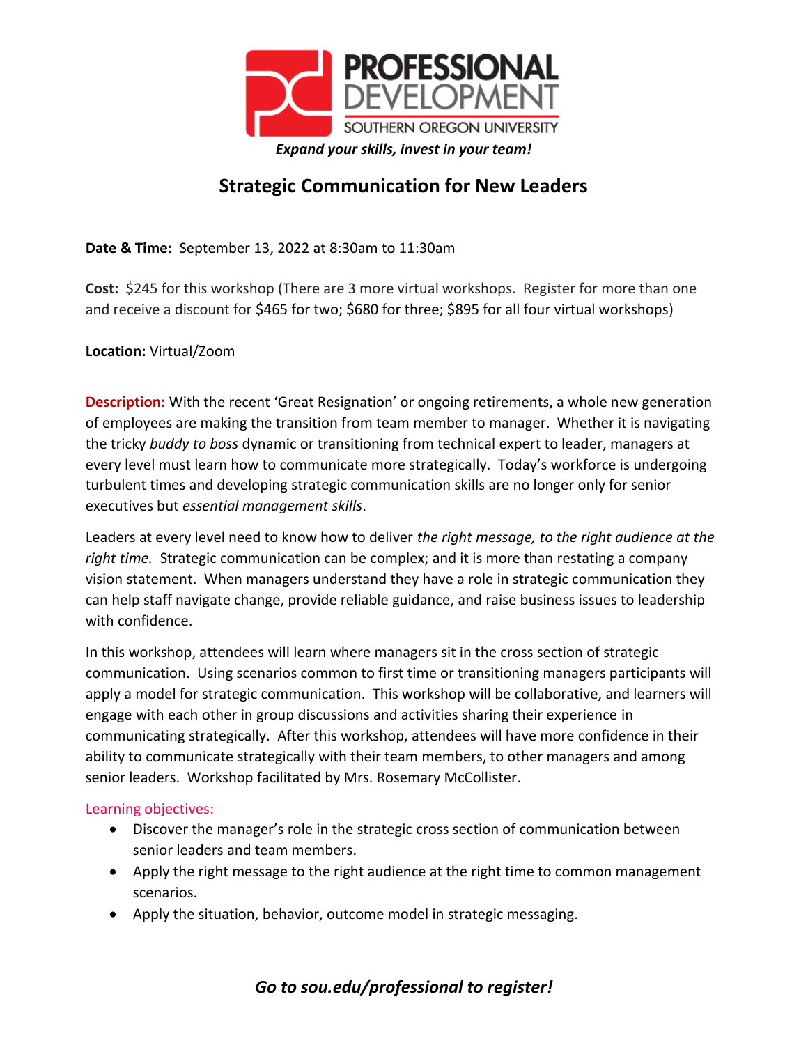PROFESSIONAL DEVELOPMENT
SOUTHERN OREGON UNIVERSITY

***Expand your skills, invest in your team!***

# Strategic Communication for New Leaders

**Date & Time:** September 13, 2022 at 8:30am to 11:30am

**Cost:** $245 for this workshop (There are 3 more virtual workshops. Register for more than one and receive a discount for $465 for two; $680 for three; $895 for all four virtual workshops)

**Location:** Virtual/Zoom

**Description:** With the recent 'Great Resignation' or ongoing retirements, a whole new generation of employees are making the transition from team member to manager. Whether it is navigating the tricky *buddy to boss* dynamic or transitioning from technical expert to leader, managers at every level must learn how to communicate more strategically. Today's workforce is undergoing turbulent times and developing strategic communication skills are no longer only for senior executives but *essential management skills*.

Leaders at every level need to know how to deliver *the right message, to the right audience at the right time.* Strategic communication can be complex; and it is more than restating a company vision statement. When managers understand they have a role in strategic communication they can help staff navigate change, provide reliable guidance, and raise business issues to leadership with confidence.

In this workshop, attendees will learn where managers sit in the cross section of strategic communication. Using scenarios common to first time or transitioning managers participants will apply a model for strategic communication. This workshop will be collaborative, and learners will engage with each other in group discussions and activities sharing their experience in communicating strategically. After this workshop, attendees will have more confidence in their ability to communicate strategically with their team members, to other managers and among senior leaders. Workshop facilitated by Mrs. Rosemary McCollister.

Learning objectives:

- Discover the manager's role in the strategic cross section of communication between senior leaders and team members.
- Apply the right message to the right audience at the right time to common management scenarios.
- Apply the situation, behavior, outcome model in strategic messaging.

***Go to sou.edu/professional to register!***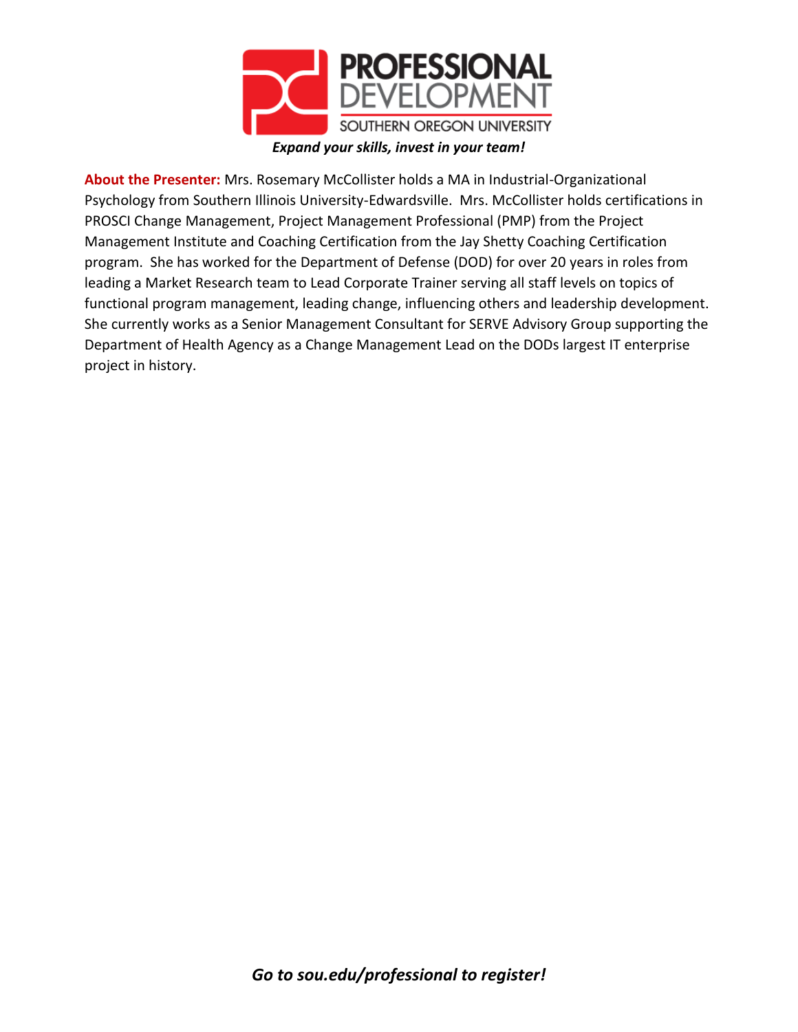*Expand your skills, invest in your team!*

**About the Presenter:** Mrs. Rosemary McCollister holds a MA in Industrial-Organizational Psychology from Southern Illinois University-Edwardsville. Mrs. McCollister holds certifications in PROSCI Change Management, Project Management Professional (PMP) from the Project Management Institute and Coaching Certification from the Jay Shetty Coaching Certification program. She has worked for the Department of Defense (DOD) for over 20 years in roles from leading a Market Research team to Lead Corporate Trainer serving all staff levels on topics of functional program management, leading change, influencing others and leadership development. She currently works as a Senior Management Consultant for SERVE Advisory Group supporting the Department of Health Agency as a Change Management Lead on the DODs largest IT enterprise project in history.

*Go to sou.edu/professional to register!*